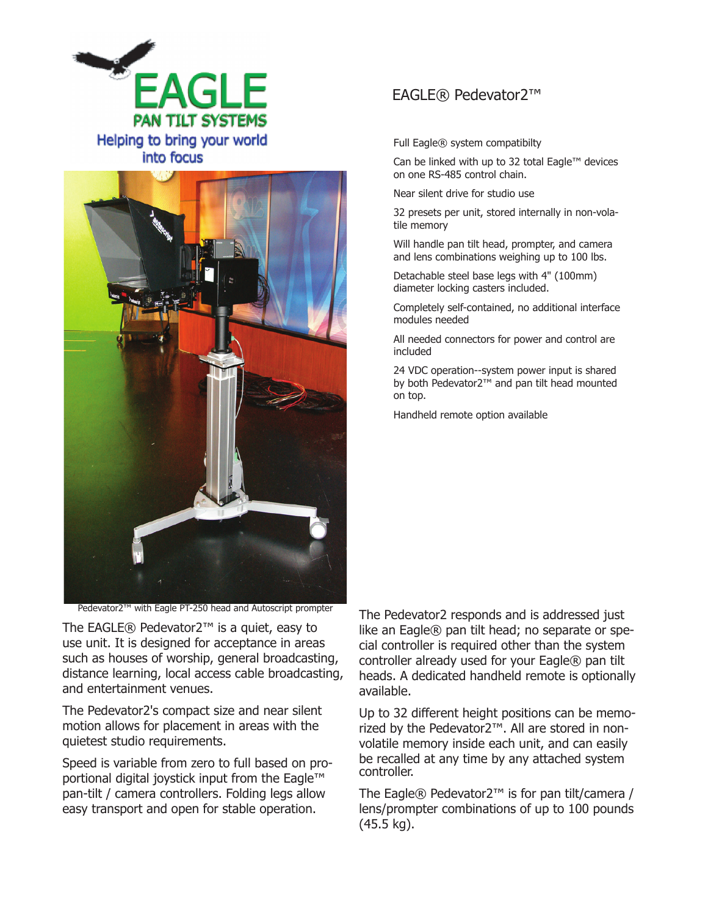EAGLE

PAN TILT SYSTEMS

Helping to bring your world into focus

# EAGLE® Pedevator2™

Full Eagle® system compatibilty

Can be linked with up to 32 total Eagle™ devices on one RS-485 control chain.

Near silent drive for studio use

32 presets per unit, stored internally in non-volatile memory

Will handle pan tilt head, prompter, and camera and lens combinations weighing up to 100 lbs.

Detachable steel base legs with 4" (100mm) diameter locking casters included.

Completely self-contained, no additional interface modules needed

All needed connectors for power and control are included

24 VDC operation--system power input is shared by both Pedevator2™ and pan tilt head mounted on top.

Handheld remote option available

Pedevator2™ with Eagle PT-250 head and Autoscript prompter

The EAGLE® Pedevator2™ is a quiet, easy to use unit. It is designed for acceptance in areas such as houses of worship, general broadcasting, distance learning, local access cable broadcasting, and entertainment venues.

The Pedevator2's compact size and near silent motion allows for placement in areas with the quietest studio requirements.

Speed is variable from zero to full based on proportional digital joystick input from the Eagle™ pan-tilt / camera controllers. Folding legs allow easy transport and open for stable operation.

The Pedevator2 responds and is addressed just like an Eagle® pan tilt head; no separate or special controller is required other than the system controller already used for your Eagle® pan tilt heads. A dedicated handheld remote is optionally available.

Up to 32 different height positions can be memorized by the Pedevator2™. All are stored in non-volatile memory inside each unit, and can easily be recalled at any time by any attached system controller.

The Eagle® Pedevator2™ is for pan tilt/camera / lens/prompter combinations of up to 100 pounds (45.5 kg).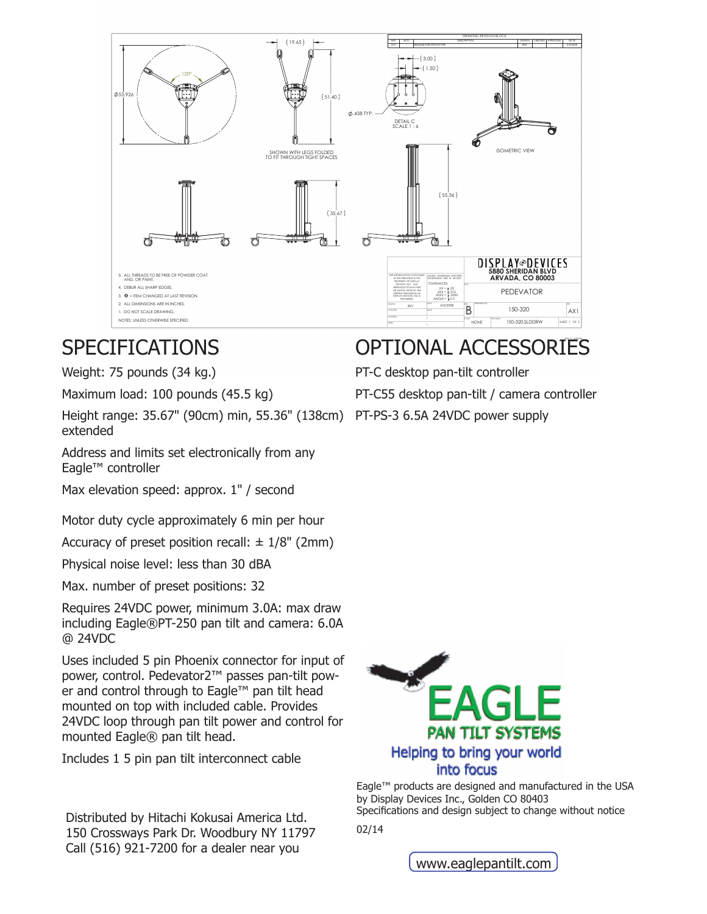DRAWING REVISION BLOCK

( 19.65 )

Ø53.926

120°

( 51.40 )

( 3.00 )

( 1.50 )

Ø.438 TYP.

DETAIL C
SCALE 1 : 6

ISOMETRIC VIEW

SHOWN WITH LEGS FOLDED
TO FIT THROUGH TIGHT SPACES

( 35.67 )

( 55.36 )

5. ALL THREADS TO BE FREE OF POWDER COAT AND, OR PAINT.
4. DEBUR ALL SHARP EDGES.
3. ✪ = ITEM CHANGED AT LAST REVISION.
2. ALL DIMENSIONS ARE IN INCHES.
1. DO NOT SCALE DRAWING.
NOTES: UNLESS OTHERWISE SPECIFIED

DISPLAY DEVICES
5880 SHERIDAN BLVD
ARVADA, CO 80003

PEDEVATOR

B 150-320 AX1

NONE 150-320.SLDDRW SHEET 1 OF 3

## SPECIFICATIONS

Weight: 75 pounds (34 kg.)

Maximum load: 100 pounds (45.5 kg)

Height range: 35.67" (90cm) min, 55.36" (138cm) extended

Address and limits set electronically from any Eagle™ controller

Max elevation speed: approx. 1" / second

Motor duty cycle approximately 6 min per hour

Accuracy of preset position recall: ± 1/8" (2mm)

Physical noise level: less than 30 dBA

Max. number of preset positions: 32

Requires 24VDC power, minimum 3.0A: max draw including Eagle®PT-250 pan tilt and camera: 6.0A @ 24VDC

Uses included 5 pin Phoenix connector for input of power, control. Pedevator2™ passes pan-tilt power and control through to Eagle™ pan tilt head mounted on top with included cable. Provides 24VDC loop through pan tilt power and control for mounted Eagle® pan tilt head.

Includes 1 5 pin pan tilt interconnect cable

Distributed by Hitachi Kokusai America Ltd.
150 Crossways Park Dr. Woodbury NY 11797
Call (516) 921-7200 for a dealer near you

## OPTIONAL ACCESSORIES

PT-C desktop pan-tilt controller

PT-C55 desktop pan-tilt / camera controller

PT-PS-3 6.5A 24VDC power supply

EAGLE
PAN TILT SYSTEMS
Helping to bring your world into focus

Eagle™ products are designed and manufactured in the USA by Display Devices Inc., Golden CO 80403
Specifications and design subject to change without notice

02/14

www.eaglepantilt.com